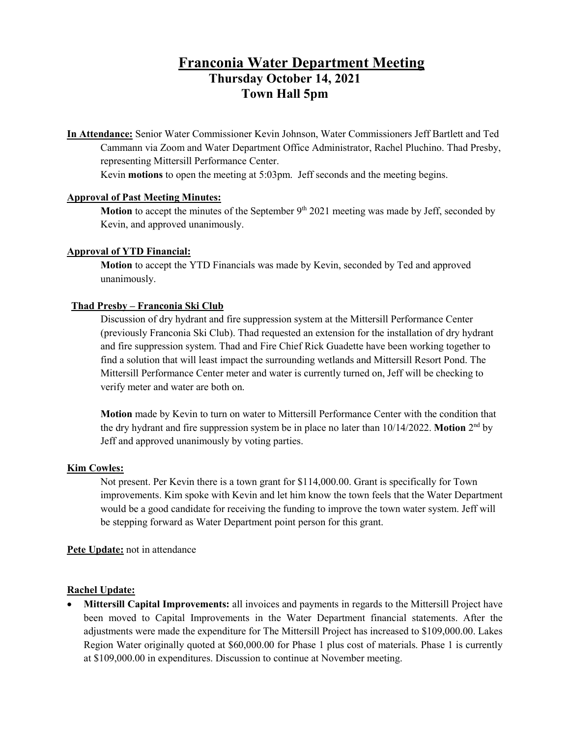# Franconia Water Department Meeting

## Thursday October 14, 2021

## Town Hall 5pm

**In Attendance:** Senior Water Commissioner Kevin Johnson, Water Commissioners Jeff Bartlett and Ted Cammann via Zoom and Water Department Office Administrator, Rachel Pluchino. Thad Presby, representing Mittersill Performance Center.

Kevin **motions** to open the meeting at 5:03pm. Jeff seconds and the meeting begins.

**Approval of Past Meeting Minutes:**

**Motion** to accept the minutes of the September 9th 2021 meeting was made by Jeff, seconded by Kevin, and approved unanimously.

**Approval of YTD Financial:**

**Motion** to accept the YTD Financials was made by Kevin, seconded by Ted and approved unanimously.

**Thad Presby – Franconia Ski Club**

Discussion of dry hydrant and fire suppression system at the Mittersill Performance Center (previously Franconia Ski Club). Thad requested an extension for the installation of dry hydrant and fire suppression system. Thad and Fire Chief Rick Guadette have been working together to find a solution that will least impact the surrounding wetlands and Mittersill Resort Pond. The Mittersill Performance Center meter and water is currently turned on, Jeff will be checking to verify meter and water are both on.

**Motion** made by Kevin to turn on water to Mittersill Performance Center with the condition that the dry hydrant and fire suppression system be in place no later than 10/14/2022. **Motion** 2nd by Jeff and approved unanimously by voting parties.

**Kim Cowles:**

Not present. Per Kevin there is a town grant for $114,000.00. Grant is specifically for Town improvements. Kim spoke with Kevin and let him know the town feels that the Water Department would be a good candidate for receiving the funding to improve the town water system. Jeff will be stepping forward as Water Department point person for this grant.

**Pete Update:** not in attendance

**Rachel Update:**

- **Mittersill Capital Improvements:** all invoices and payments in regards to the Mittersill Project have been moved to Capital Improvements in the Water Department financial statements. After the adjustments were made the expenditure for The Mittersill Project has increased to $109,000.00. Lakes Region Water originally quoted at $60,000.00 for Phase 1 plus cost of materials. Phase 1 is currently at $109,000.00 in expenditures. Discussion to continue at November meeting.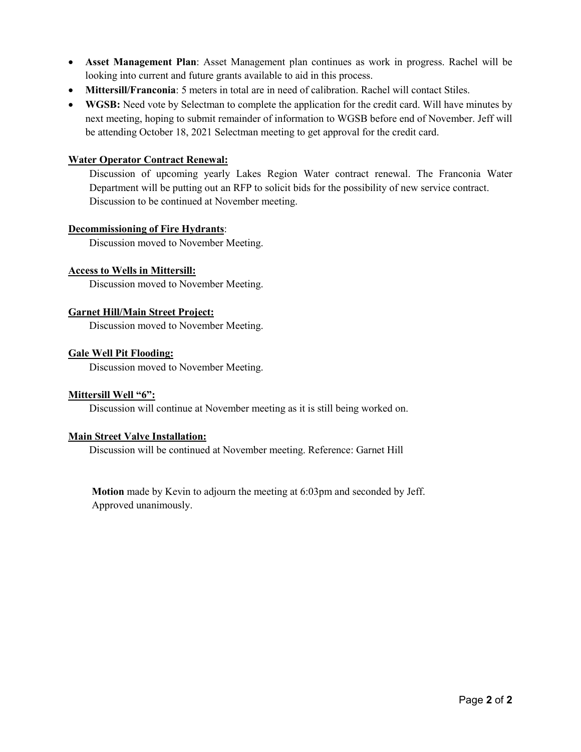- **Asset Management Plan**: Asset Management plan continues as work in progress. Rachel will be looking into current and future grants available to aid in this process.
- **Mittersill/Franconia**: 5 meters in total are in need of calibration. Rachel will contact Stiles.
- **WGSB:** Need vote by Selectman to complete the application for the credit card. Will have minutes by next meeting, hoping to submit remainder of information to WGSB before end of November. Jeff will be attending October 18, 2021 Selectman meeting to get approval for the credit card.

**Water Operator Contract Renewal:**

Discussion of upcoming yearly Lakes Region Water contract renewal. The Franconia Water Department will be putting out an RFP to solicit bids for the possibility of new service contract. Discussion to be continued at November meeting.

**Decommissioning of Fire Hydrants**:

Discussion moved to November Meeting.

**Access to Wells in Mittersill:**

Discussion moved to November Meeting.

**Garnet Hill/Main Street Project:**

Discussion moved to November Meeting.

**Gale Well Pit Flooding:**

Discussion moved to November Meeting.

**Mittersill Well "6":**

Discussion will continue at November meeting as it is still being worked on.

**Main Street Valve Installation:**

Discussion will be continued at November meeting. Reference: Garnet Hill

**Motion** made by Kevin to adjourn the meeting at 6:03pm and seconded by Jeff. Approved unanimously.